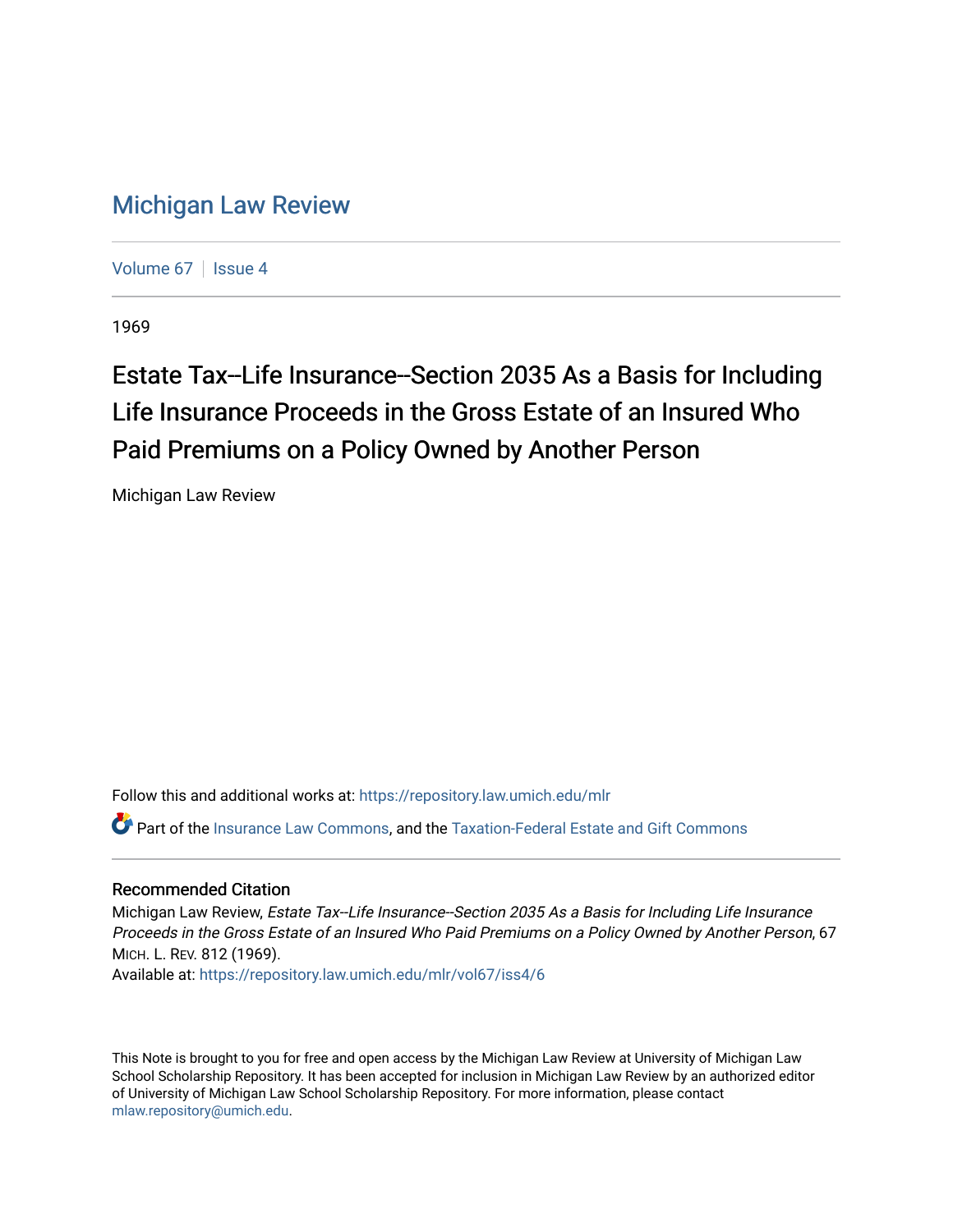# Michigan Law Review

Volume 67 | Issue 4

1969

## Estate Tax--Life Insurance--Section 2035 As a Basis for Including Life Insurance Proceeds in the Gross Estate of an Insured Who Paid Premiums on a Policy Owned by Another Person

Michigan Law Review

Follow this and additional works at: https://repository.law.umich.edu/mlr

Part of the Insurance Law Commons, and the Taxation-Federal Estate and Gift Commons

### Recommended Citation

Michigan Law Review, *Estate Tax--Life Insurance--Section 2035 As a Basis for Including Life Insurance Proceeds in the Gross Estate of an Insured Who Paid Premiums on a Policy Owned by Another Person*, 67 MICH. L. REV. 812 (1969).
Available at: https://repository.law.umich.edu/mlr/vol67/iss4/6

This Note is brought to you for free and open access by the Michigan Law Review at University of Michigan Law School Scholarship Repository. It has been accepted for inclusion in Michigan Law Review by an authorized editor of University of Michigan Law School Scholarship Repository. For more information, please contact mlaw.repository@umich.edu.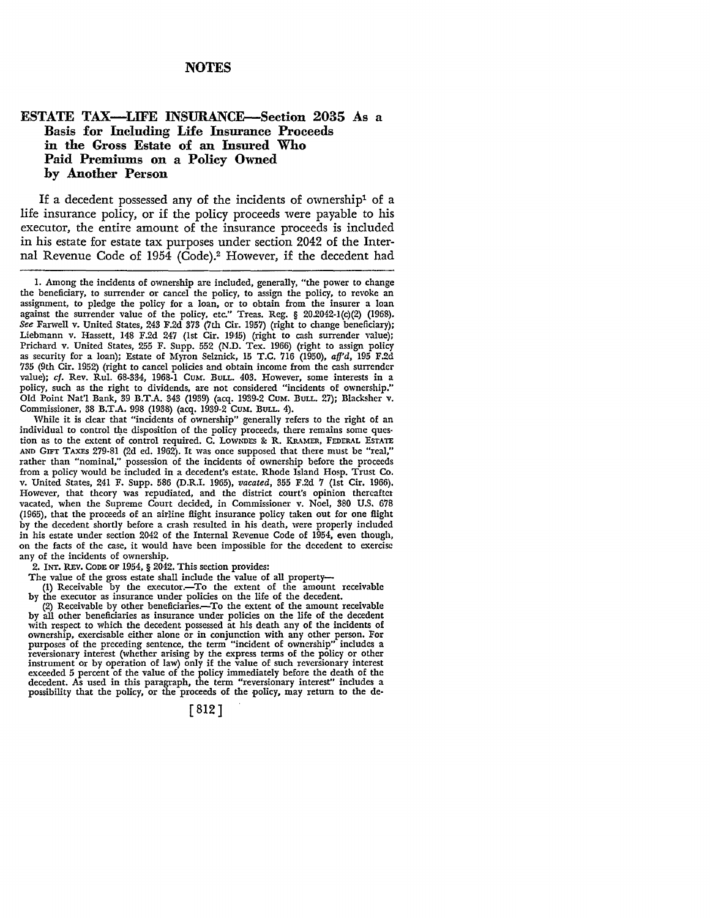# NOTES

## ESTATE TAX—LIFE INSURANCE—Section 2035 As a Basis for Including Life Insurance Proceeds in the Gross Estate of an Insured Who Paid Premiums on a Policy Owned by Another Person

If a decedent possessed any of the incidents of ownership[1] of a life insurance policy, or if the policy proceeds were payable to his executor, the entire amount of the insurance proceeds is included in his estate for estate tax purposes under section 2042 of the Internal Revenue Code of 1954 (Code).[2] However, if the decedent had

---

1. Among the incidents of ownership are included, generally, "the power to change the beneficiary, to surrender or cancel the policy, to assign the policy, to revoke an assignment, to pledge the policy for a loan, or to obtain from the insurer a loan against the surrender value of the policy, etc." Treas. Reg. § 20.2042-1(c)(2) (1968). *See* Farwell v. United States, 243 F.2d 373 (7th Cir. 1957) (right to change beneficiary); Liebmann v. Hassett, 148 F.2d 247 (1st Cir. 1945) (right to cash surrender value); Prichard v. United States, 255 F. Supp. 552 (N.D. Tex. 1966) (right to assign policy as security for a loan); Estate of Myron Selznick, 15 T.C. 716 (1950), *aff'd*, 195 F.2d 735 (9th Cir. 1952) (right to cancel policies and obtain income from the cash surrender value); *cf.* Rev. Rul. 68-334, 1968-1 CUM. BULL. 403. However, some interests in a policy, such as the right to dividends, are not considered "incidents of ownership." Old Point Nat'l Bank, 39 B.T.A. 343 (1939) (acq. 1939-2 CUM. BULL. 27); Blacksher v. Commissioner, 38 B.T.A. 998 (1938) (acq. 1939-2 CUM. BULL. 4).

While it is clear that "incidents of ownership" generally refers to the right of an individual to control the disposition of the policy proceeds, there remains some question as to the extent of control required. C. LOWNDES & R. KRAMER, FEDERAL ESTATE AND GIFT TAXES 279-81 (2d ed. 1962). It was once supposed that there must be "real," rather than "nominal," possession of the incidents of ownership before the proceeds from a policy would be included in a decedent's estate. Rhode Island Hosp. Trust Co. v. United States, 241 F. Supp. 586 (D.R.I. 1965), *vacated*, 355 F.2d 7 (1st Cir. 1966). However, that theory was repudiated, and the district court's opinion thereafter vacated, when the Supreme Court decided, in Commissioner v. Noel, 380 U.S. 678 (1965), that the proceeds of an airline flight insurance policy taken out for one flight by the decedent shortly before a crash resulted in his death, were properly included in his estate under section 2042 of the Internal Revenue Code of 1954, even though, on the facts of the case, it would have been impossible for the decedent to exercise any of the incidents of ownership.

2. INT. REV. CODE OF 1954, § 2042. This section provides:

The value of the gross estate shall include the value of all property—

(1) Receivable by the executor.—To the extent of the amount receivable by the executor as insurance under policies on the life of the decedent.

(2) Receivable by other beneficiaries.—To the extent of the amount receivable by all other beneficiaries as insurance under policies on the life of the decedent with respect to which the decedent possessed at his death any of the incidents of ownership, exercisable either alone or in conjunction with any other person. For purposes of the preceding sentence, the term "incident of ownership" includes a reversionary interest (whether arising by the express terms of the policy or other instrument or by operation of law) only if the value of such reversionary interest exceeded 5 percent of the value of the policy immediately before the death of the decedent. As used in this paragraph, the term "reversionary interest" includes a possibility that the policy, or the proceeds of the policy, may return to the de-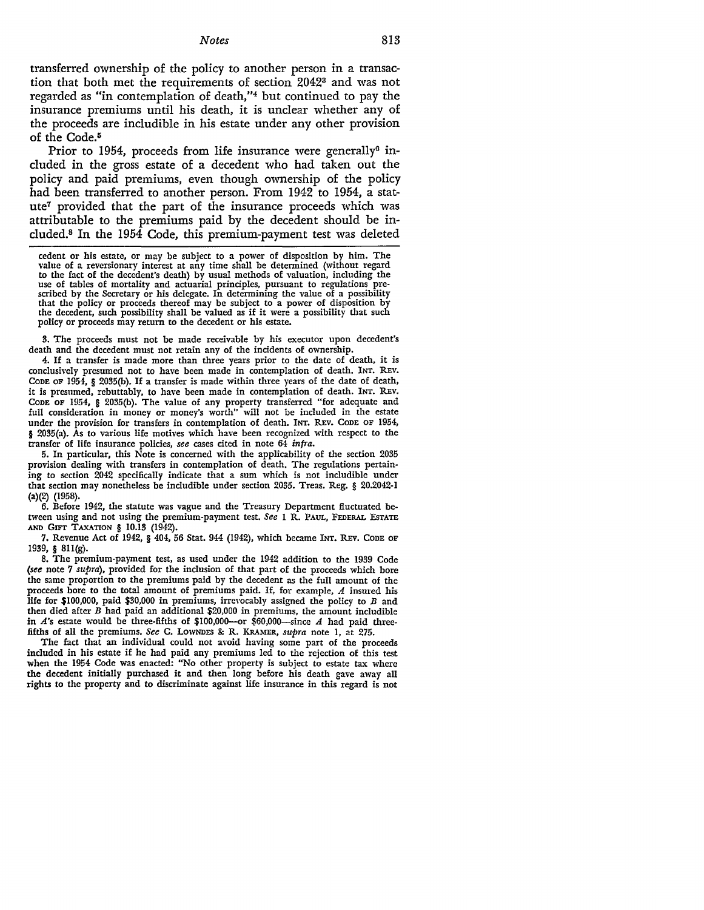transferred ownership of the policy to another person in a transaction that both met the requirements of section 2042[3] and was not regarded as "in contemplation of death,"[4] but continued to pay the insurance premiums until his death, it is unclear whether any of the proceeds are includible in his estate under any other provision of the Code.[5]

Prior to 1954, proceeds from life insurance were generally[6] included in the gross estate of a decedent who had taken out the policy and paid premiums, even though ownership of the policy had been transferred to another person. From 1942 to 1954, a statute[7] provided that the part of the insurance proceeds which was attributable to the premiums paid by the decedent should be included.[8] In the 1954 Code, this premium-payment test was deleted

---

cedent or his estate, or may be subject to a power of disposition by him. The value of a reversionary interest at any time shall be determined (without regard to the fact of the decedent's death) by usual methods of valuation, including the use of tables of mortality and actuarial principles, pursuant to regulations prescribed by the Secretary or his delegate. In determining the value of a possibility that the policy or proceeds thereof may be subject to a power of disposition by the decedent, such possibility shall be valued as if it were a possibility that such policy or proceeds may return to the decedent or his estate.

3. The proceeds must not be made receivable by his executor upon decedent's death and the decedent must not retain any of the incidents of ownership.

4. If a transfer is made more than three years prior to the date of death, it is conclusively presumed not to have been made in contemplation of death. INT. REV. CODE OF 1954, § 2035(b). If a transfer is made within three years of the date of death, it is presumed, rebuttably, to have been made in contemplation of death. INT. REV. CODE OF 1954, § 2035(b). The value of any property transferred "for adequate and full consideration in money or money's worth" will not be included in the estate under the provision for transfers in contemplation of death. INT. REV. CODE OF 1954, § 2035(a). As to various life motives which have been recognized with respect to the transfer of life insurance policies, *see* cases cited in note 64 *infra*.

5. In particular, this Note is concerned with the applicability of the section 2035 provision dealing with transfers in contemplation of death. The regulations pertaining to section 2042 specifically indicate that a sum which is not includible under that section may nonetheless be includible under section 2035. Treas. Reg. § 20.2042-1 (a)(2) (1958).

6. Before 1942, the statute was vague and the Treasury Department fluctuated between using and not using the premium-payment test. *See* 1 R. PAUL, FEDERAL ESTATE AND GIFT TAXATION § 10.13 (1942).

7. Revenue Act of 1942, § 404, 56 Stat. 944 (1942), which became INT. REV. CODE OF 1939, § 811(g).

8. The premium-payment test, as used under the 1942 addition to the 1939 Code (*see* note 7 *supra*), provided for the inclusion of that part of the proceeds which bore the same proportion to the premiums paid by the decedent as the full amount of the proceeds bore to the total amount of premiums paid. If, for example, *A* insured his life for $100,000, paid $30,000 in premiums, irrevocably assigned the policy to *B* and then died after *B* had paid an additional $20,000 in premiums, the amount includible in *A*'s estate would be three-fifths of $100,000—or $60,000—since *A* had paid three-fifths of all the premiums. *See* C. LOWNDES & R. KRAMER, *supra* note 1, at 275.

The fact that an individual could not avoid having some part of the proceeds included in his estate if he had paid any premiums led to the rejection of this test when the 1954 Code was enacted: "No other property is subject to estate tax where the decedent initially purchased it and then long before his death gave away all rights to the property and to discriminate against life insurance in this regard is not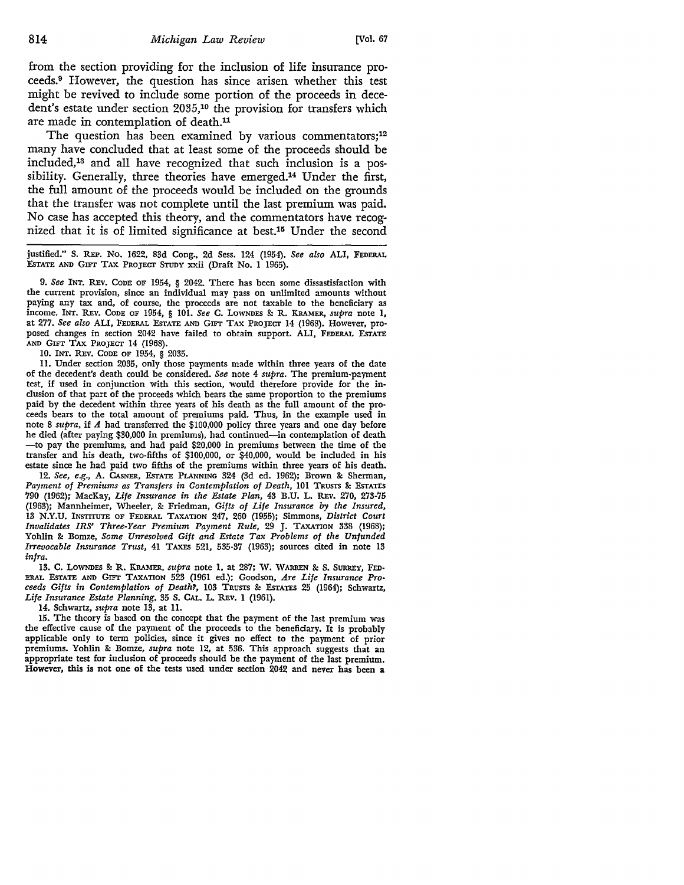from the section providing for the inclusion of life insurance proceeds.[9] However, the question has since arisen whether this test might be revived to include some portion of the proceeds in decedent's estate under section 2035,[10] the provision for transfers which are made in contemplation of death.[11]

The question has been examined by various commentators;[12] many have concluded that at least some of the proceeds should be included,[13] and all have recognized that such inclusion is a possibility. Generally, three theories have emerged.[14] Under the first, the full amount of the proceeds would be included on the grounds that the transfer was not complete until the last premium was paid. No case has accepted this theory, and the commentators have recognized that it is of limited significance at best.[15] Under the second

---

justified." S. REP. No. 1622, 83d Cong., 2d Sess. 124 (1954). *See also* ALI, FEDERAL ESTATE AND GIFT TAX PROJECT STUDY xxii (Draft No. 1 1965).

9. *See* INT. REV. CODE OF 1954, § 2042. There has been some dissatisfaction with the current provision, since an individual may pass on unlimited amounts without paying any tax and, of course, the proceeds are not taxable to the beneficiary as income. INT. REV. CODE OF 1954, § 101. *See* C. LOWNDES & R. KRAMER, *supra* note 1, at 277. *See also* ALI, FEDERAL ESTATE AND GIFT TAX PROJECT 14 (1968). However, proposed changes in section 2042 have failed to obtain support. ALI, FEDERAL ESTATE AND GIFT TAX PROJECT 14 (1968).

10. INT. REV. CODE OF 1954, § 2035.

11. Under section 2035, only those payments made within three years of the date of the decedent's death could be considered. *See* note 4 *supra.* The premium-payment test, if used in conjunction with this section, would therefore provide for the inclusion of that part of the proceeds which bears the same proportion to the premiums paid by the decedent within three years of his death as the full amount of the proceeds bears to the total amount of premiums paid. Thus, in the example used in note 8 *supra,* if *A* had transferred the $100,000 policy three years and one day before he died (after paying $30,000 in premiums), had continued—in contemplation of death —to pay the premiums, and had paid $20,000 in premiums between the time of the transfer and his death, two-fifths of $100,000, or $40,000, would be included in his estate since he had paid two fifths of the premiums within three years of his death.

12. *See, e.g.,* A. CASNER, ESTATE PLANNING 324 (3d ed. 1962); Brown & Sherman, *Payment of Premiums as Transfers in Contemplation of Death,* 101 TRUSTS & ESTATES 790 (1962); MacKay, *Life Insurance in the Estate Plan,* 43 B.U. L. REV. 270, 273-75 (1963); Mannheimer, Wheeler, & Friedman, *Gifts of Life Insurance by the Insured,* 13 N.Y.U. INSTITUTE OF FEDERAL TAXATION 247, 260 (1955); Simmons, *District Court Invalidates IRS' Three-Year Premium Payment Rule,* 29 J. TAXATION 338 (1968); Yohlin & Bomze, *Some Unresolved Gift and Estate Tax Problems of the Unfunded Irrevocable Insurance Trust,* 41 TAXES 521, 535-37 (1963); sources cited in note 13 *infra.*

13. C. LOWNDES & R. KRAMER, *supra* note 1, at 287; W. WARREN & S. SURREY, FEDERAL ESTATE AND GIFT TAXATION 523 (1961 ed.); Goodson, *Are Life Insurance Proceeds Gifts in Contemplation of Death?,* 103 TRUSTS & ESTATES 25 (1964); Schwartz, *Life Insurance Estate Planning,* 35 S. CAL. L. REV. 1 (1961).

14. Schwartz, *supra* note 13, at 11.

15. The theory is based on the concept that the payment of the last premium was the effective cause of the payment of the proceeds to the beneficiary. It is probably applicable only to term policies, since it gives no effect to the payment of prior premiums. Yohlin & Bomze, *supra* note 12, at 536. This approach suggests that an appropriate test for inclusion of proceeds should be the payment of the last premium. However, this is not one of the tests used under section 2042 and never has been a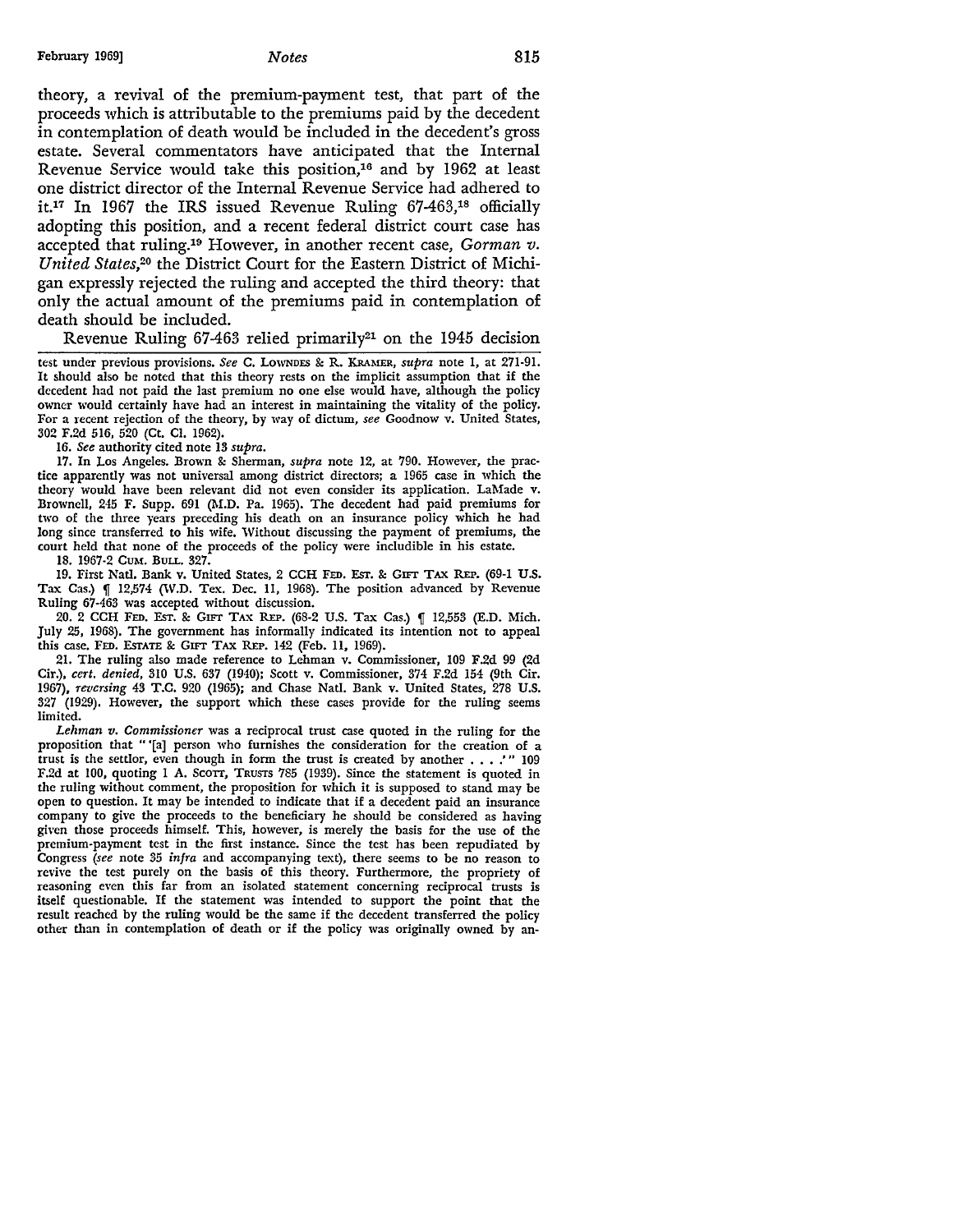theory, a revival of the premium-payment test, that part of the proceeds which is attributable to the premiums paid by the decedent in contemplation of death would be included in the decedent's gross estate. Several commentators have anticipated that the Internal Revenue Service would take this position,[16] and by 1962 at least one district director of the Internal Revenue Service had adhered to it.[17] In 1967 the IRS issued Revenue Ruling 67-463,[18] officially adopting this position, and a recent federal district court case has accepted that ruling.[19] However, in another recent case, *Gorman v. United States*,[20] the District Court for the Eastern District of Michigan expressly rejected the ruling and accepted the third theory: that only the actual amount of the premiums paid in contemplation of death should be included.

Revenue Ruling 67-463 relied primarily[21] on the 1945 decision

---

test under previous provisions. *See* C. LOWNDES & R. KRAMER, *supra* note 1, at 271-91. It should also be noted that this theory rests on the implicit assumption that if the decedent had not paid the last premium no one else would have, although the policy owner would certainly have had an interest in maintaining the vitality of the policy. For a recent rejection of the theory, by way of dictum, *see* Goodnow v. United States, 302 F.2d 516, 520 (Ct. Cl. 1962).

16. *See* authority cited note 13 *supra.*

17. In Los Angeles. Brown & Sherman, *supra* note 12, at 790. However, the practice apparently was not universal among district directors; a 1965 case in which the theory would have been relevant did not even consider its application. LaMade v. Brownell, 245 F. Supp. 691 (M.D. Pa. 1965). The decedent had paid premiums for two of the three years preceding his death on an insurance policy which he had long since transferred to his wife. Without discussing the payment of premiums, the court held that none of the proceeds of the policy were includible in his estate.

18. 1967-2 CUM. BULL. 327.

19. First Natl. Bank v. United States, 2 CCH FED. EST. & GIFT TAX REP. (69-1 U.S. Tax Cas.) ¶ 12,574 (W.D. Tex. Dec. 11, 1968). The position advanced by Revenue Ruling 67-463 was accepted without discussion.

20. 2 CCH FED. EST. & GIFT TAX REP. (68-2 U.S. Tax Cas.) ¶ 12,553 (E.D. Mich. July 25, 1968). The government has informally indicated its intention not to appeal this case. FED. ESTATE & GIFT TAX REP. 142 (Feb. 11, 1969).

21. The ruling also made reference to Lehman v. Commissioner, 109 F.2d 99 (2d Cir.), *cert. denied*, 310 U.S. 637 (1940); Scott v. Commissioner, 374 F.2d 154 (9th Cir. 1967), *reversing* 43 T.C. 920 (1965); and Chase Natl. Bank v. United States, 278 U.S. 327 (1929). However, the support which these cases provide for the ruling seems limited.

*Lehman v. Commissioner* was a reciprocal trust case quoted in the ruling for the proposition that "'[a] person who furnishes the consideration for the creation of a trust is the settlor, even though in form the trust is created by another . . . .'" 109 F.2d at 100, quoting 1 A. SCOTT, TRUSTS 785 (1939). Since the statement is quoted in the ruling without comment, the proposition for which it is supposed to stand may be open to question. It may be intended to indicate that if a decedent paid an insurance company to give the proceeds to the beneficiary he should be considered as having given those proceeds himself. This, however, is merely the basis for the use of the premium-payment test in the first instance. Since the test has been repudiated by Congress (*see* note 35 *infra* and accompanying text), there seems to be no reason to revive the test purely on the basis of this theory. Furthermore, the propriety of reasoning even this far from an isolated statement concerning reciprocal trusts is itself questionable. If the statement was intended to support the point that the result reached by the ruling would be the same if the decedent transferred the policy other than in contemplation of death or if the policy was originally owned by an-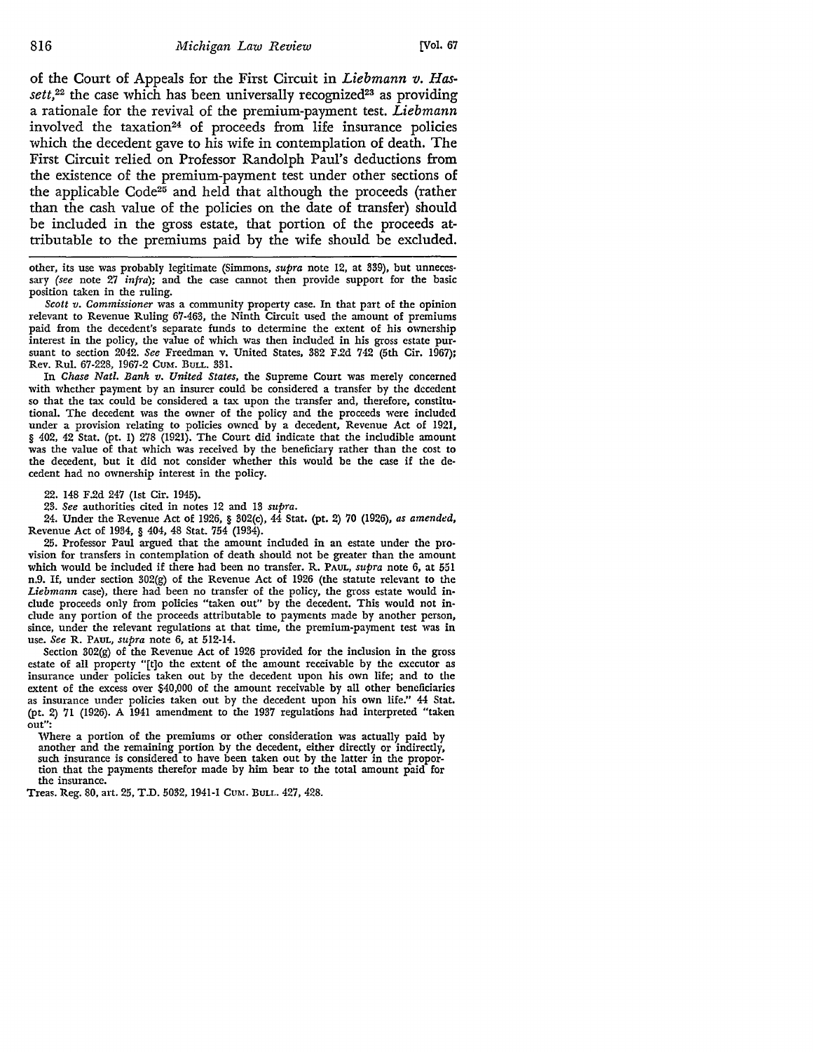of the Court of Appeals for the First Circuit in *Liebmann v. Hassett*,[22] the case which has been universally recognized[23] as providing a rationale for the revival of the premium-payment test. *Liebmann* involved the taxation[24] of proceeds from life insurance policies which the decedent gave to his wife in contemplation of death. The First Circuit relied on Professor Randolph Paul's deductions from the existence of the premium-payment test under other sections of the applicable Code[25] and held that although the proceeds (rather than the cash value of the policies on the date of transfer) should be included in the gross estate, that portion of the proceeds attributable to the premiums paid by the wife should be excluded.

---

other, its use was probably legitimate (Simmons, *supra* note 12, at 339), but unnecessary (*see* note 27 *infra*); and the case cannot then provide support for the basic position taken in the ruling.

*Scott v. Commissioner* was a community property case. In that part of the opinion relevant to Revenue Ruling 67-463, the Ninth Circuit used the amount of premiums paid from the decedent's separate funds to determine the extent of his ownership interest in the policy, the value of which was then included in his gross estate pursuant to section 2042. *See* Freedman v. United States, 382 F.2d 742 (5th Cir. 1967); Rev. Rul. 67-228, 1967-2 CUM. BULL. 331.

In *Chase Natl. Bank v. United States*, the Supreme Court was merely concerned with whether payment by an insurer could be considered a transfer by the decedent so that the tax could be considered a tax upon the transfer and, therefore, constitutional. The decedent was the owner of the policy and the proceeds were included under a provision relating to policies owned by a decedent, Revenue Act of 1921, § 402, 42 Stat. (pt. 1) 278 (1921). The Court did indicate that the includible amount was the value of that which was received by the beneficiary rather than the cost to the decedent, but it did not consider whether this would be the case if the decedent had no ownership interest in the policy.

22. 148 F.2d 247 (1st Cir. 1945).

23. *See* authorities cited in notes 12 and 13 *supra*.

24. Under the Revenue Act of 1926, § 302(c), 44 Stat. (pt. 2) 70 (1926), *as amended*, Revenue Act of 1934, § 404, 48 Stat. 754 (1934).

25. Professor Paul argued that the amount included in an estate under the provision for transfers in contemplation of death should not be greater than the amount which would be included if there had been no transfer. R. PAUL, *supra* note 6, at 551 n.9. If, under section 302(g) of the Revenue Act of 1926 (the statute relevant to the *Liebmann* case), there had been no transfer of the policy, the gross estate would include proceeds only from policies "taken out" by the decedent. This would not include any portion of the proceeds attributable to payments made by another person, since, under the relevant regulations at that time, the premium-payment test was in use. *See* R. PAUL, *supra* note 6, at 512-14.

Section 302(g) of the Revenue Act of 1926 provided for the inclusion in the gross estate of all property "[t]o the extent of the amount receivable by the executor as insurance under policies taken out by the decedent upon his own life; and to the extent of the excess over $40,000 of the amount receivable by all other beneficiaries as insurance under policies taken out by the decedent upon his own life." 44 Stat. (pt. 2) 71 (1926). A 1941 amendment to the 1937 regulations had interpreted "taken out":

> Where a portion of the premiums or other consideration was actually paid by another and the remaining portion by the decedent, either directly or indirectly, such insurance is considered to have been taken out by the latter in the proportion that the payments therefor made by him bear to the total amount paid for the insurance.

Treas. Reg. 80, art. 25, T.D. 5032, 1941-1 CUM. BULL. 427, 428.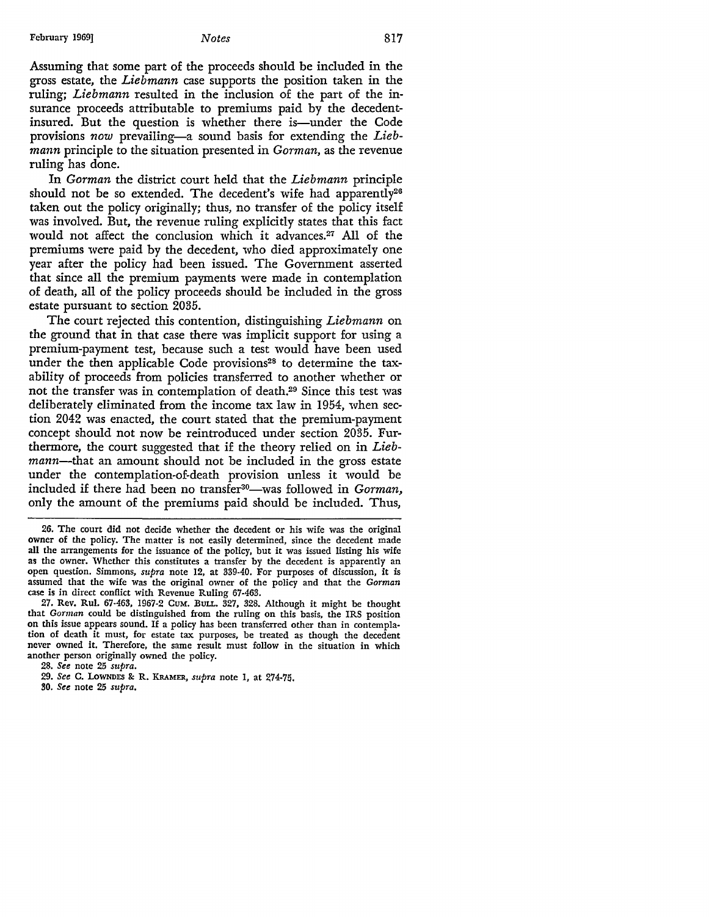Assuming that some part of the proceeds should be included in the gross estate, the *Liebmann* case supports the position taken in the ruling; *Liebmann* resulted in the inclusion of the part of the insurance proceeds attributable to premiums paid by the decedent-insured. But the question is whether there is—under the Code provisions *now* prevailing—a sound basis for extending the *Liebmann* principle to the situation presented in *Gorman*, as the revenue ruling has done.

In *Gorman* the district court held that the *Liebmann* principle should not be so extended. The decedent's wife had apparently[26] taken out the policy originally; thus, no transfer of the policy itself was involved. But, the revenue ruling explicitly states that this fact would not affect the conclusion which it advances.[27] All of the premiums were paid by the decedent, who died approximately one year after the policy had been issued. The Government asserted that since all the premium payments were made in contemplation of death, all of the policy proceeds should be included in the gross estate pursuant to section 2035.

The court rejected this contention, distinguishing *Liebmann* on the ground that in that case there was implicit support for using a premium-payment test, because such a test would have been used under the then applicable Code provisions[28] to determine the taxability of proceeds from policies transferred to another whether or not the transfer was in contemplation of death.[29] Since this test was deliberately eliminated from the income tax law in 1954, when section 2042 was enacted, the court stated that the premium-payment concept should not now be reintroduced under section 2035. Furthermore, the court suggested that if the theory relied on in *Liebmann*—that an amount should not be included in the gross estate under the contemplation-of-death provision unless it would be included if there had been no transfer[30]—was followed in *Gorman*, only the amount of the premiums paid should be included. Thus,

---

26. The court did not decide whether the decedent or his wife was the original owner of the policy. The matter is not easily determined, since the decedent made all the arrangements for the issuance of the policy, but it was issued listing his wife as the owner. Whether this constitutes a transfer by the decedent is apparently an open question. Simmons, *supra* note 12, at 339-40. For purposes of discussion, it is assumed that the wife was the original owner of the policy and that the *Gorman* case is in direct conflict with Revenue Ruling 67-463.

27. Rev. Rul. 67-463, 1967-2 CUM. BULL. 327, 328. Although it might be thought that *Gorman* could be distinguished from the ruling on this basis, the IRS position on this issue appears sound. If a policy has been transferred other than in contemplation of death it must, for estate tax purposes, be treated as though the decedent never owned it. Therefore, the same result must follow in the situation in which another person originally owned the policy.

28. *See* note 25 *supra*.

29. *See* C. LOWNDES & R. KRAMER, *supra* note 1, at 274-75.

30. *See* note 25 *supra*.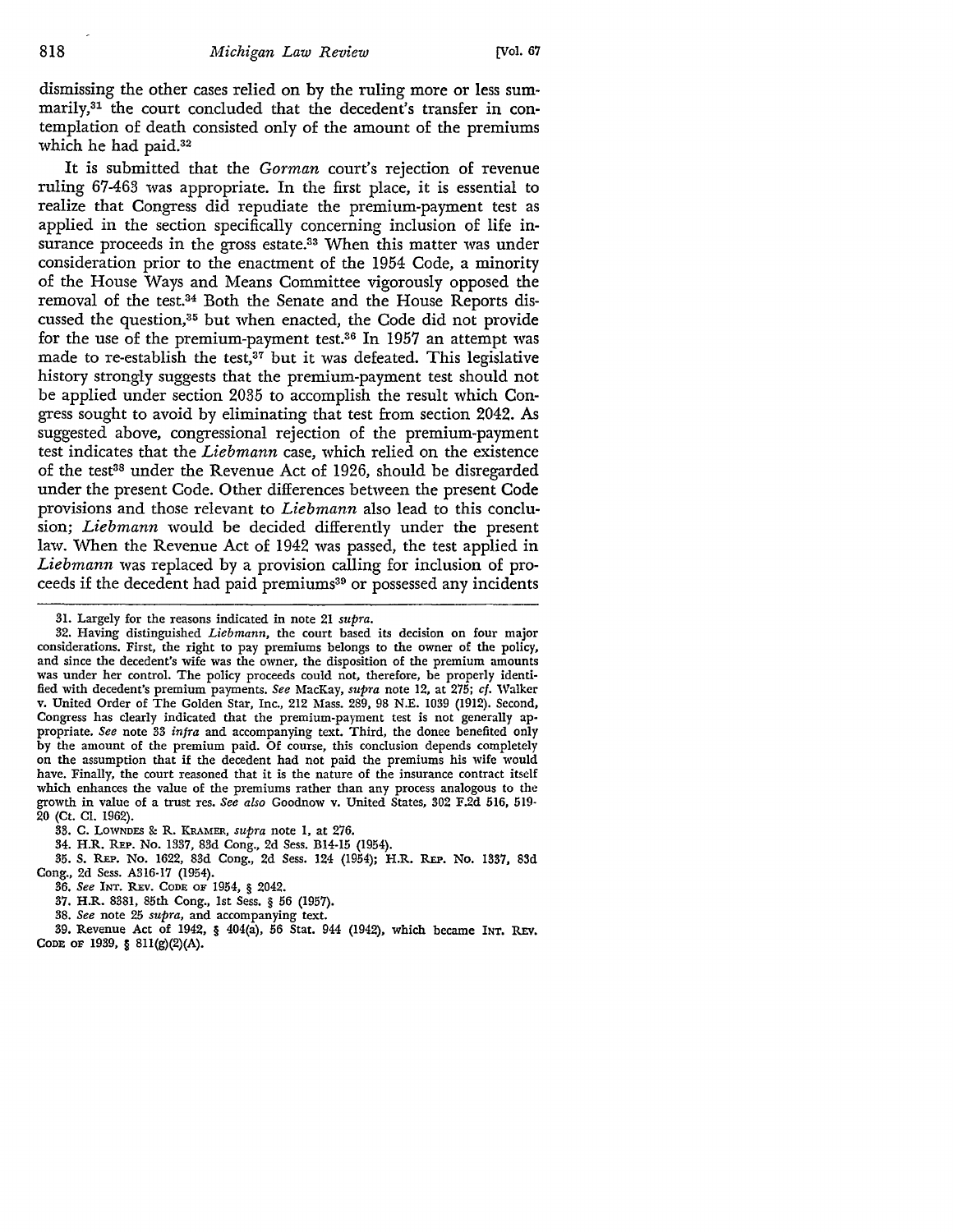dismissing the other cases relied on by the ruling more or less summarily,[31] the court concluded that the decedent's transfer in contemplation of death consisted only of the amount of the premiums which he had paid.[32]

It is submitted that the *Gorman* court's rejection of revenue ruling 67-463 was appropriate. In the first place, it is essential to realize that Congress did repudiate the premium-payment test as applied in the section specifically concerning inclusion of life insurance proceeds in the gross estate.[33] When this matter was under consideration prior to the enactment of the 1954 Code, a minority of the House Ways and Means Committee vigorously opposed the removal of the test.[34] Both the Senate and the House Reports discussed the question,[35] but when enacted, the Code did not provide for the use of the premium-payment test.[36] In 1957 an attempt was made to re-establish the test,[37] but it was defeated. This legislative history strongly suggests that the premium-payment test should not be applied under section 2035 to accomplish the result which Congress sought to avoid by eliminating that test from section 2042. As suggested above, congressional rejection of the premium-payment test indicates that the *Liebmann* case, which relied on the existence of the test[38] under the Revenue Act of 1926, should be disregarded under the present Code. Other differences between the present Code provisions and those relevant to *Liebmann* also lead to this conclusion; *Liebmann* would be decided differently under the present law. When the Revenue Act of 1942 was passed, the test applied in *Liebmann* was replaced by a provision calling for inclusion of proceeds if the decedent had paid premiums[39] or possessed any incidents

---

31. Largely for the reasons indicated in note 21 *supra.*

32. Having distinguished *Liebmann*, the court based its decision on four major considerations. First, the right to pay premiums belongs to the owner of the policy, and since the decedent's wife was the owner, the disposition of the premium amounts was under her control. The policy proceeds could not, therefore, be properly identified with decedent's premium payments. *See* MacKay, *supra* note 12, at 275; *cf.* Walker v. United Order of The Golden Star, Inc., 212 Mass. 289, 98 N.E. 1039 (1912). Second, Congress has clearly indicated that the premium-payment test is not generally appropriate. *See* note 33 *infra* and accompanying text. Third, the donee benefited only by the amount of the premium paid. Of course, this conclusion depends completely on the assumption that if the decedent had not paid the premiums his wife would have. Finally, the court reasoned that it is the nature of the insurance contract itself which enhances the value of the premiums rather than any process analogous to the growth in value of a trust res. *See also* Goodnow v. United States, 302 F.2d 516, 519-20 (Ct. Cl. 1962).

33. C. LOWNDES & R. KRAMER, *supra* note 1, at 276.

34. H.R. REP. No. 1337, 83d Cong., 2d Sess. B14-15 (1954).

35. S. REP. No. 1622, 83d Cong., 2d Sess. 124 (1954); H.R. REP. No. 1337, 83d Cong., 2d Sess. A316-17 (1954).

36. *See* INT. REV. CODE OF 1954, § 2042.

37. H.R. 8381, 85th Cong., 1st Sess. § 56 (1957).

38. *See* note 25 *supra*, and accompanying text.

39. Revenue Act of 1942, § 404(a), 56 Stat. 944 (1942), which became INT. REV. CODE OF 1939, § 811(g)(2)(A).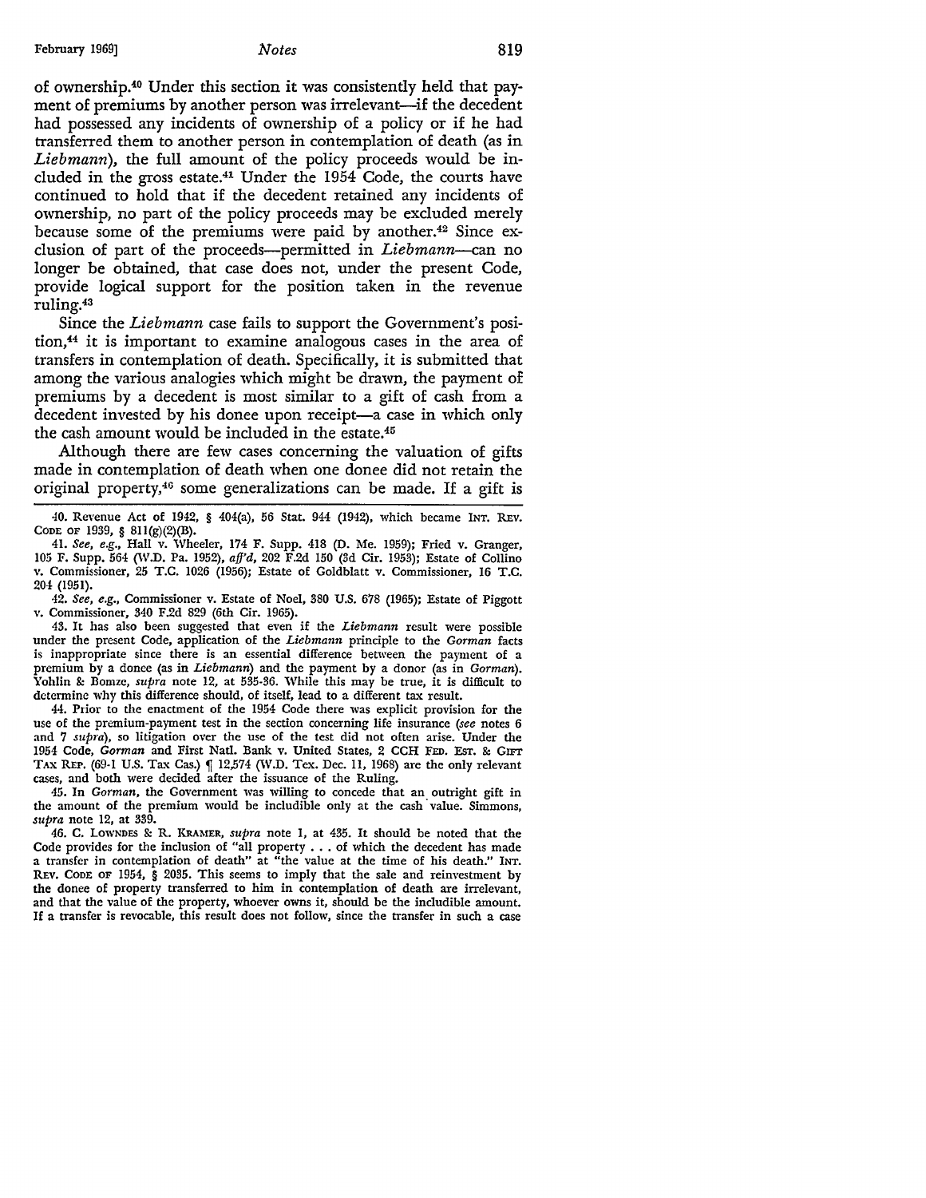of ownership.[40] Under this section it was consistently held that payment of premiums by another person was irrelevant—if the decedent had possessed any incidents of ownership of a policy or if he had transferred them to another person in contemplation of death (as in *Liebmann*), the full amount of the policy proceeds would be included in the gross estate.[41] Under the 1954 Code, the courts have continued to hold that if the decedent retained any incidents of ownership, no part of the policy proceeds may be excluded merely because some of the premiums were paid by another.[42] Since exclusion of part of the proceeds—permitted in *Liebmann*—can no longer be obtained, that case does not, under the present Code, provide logical support for the position taken in the revenue ruling.[43]

Since the *Liebmann* case fails to support the Government's position,[44] it is important to examine analogous cases in the area of transfers in contemplation of death. Specifically, it is submitted that among the various analogies which might be drawn, the payment of premiums by a decedent is most similar to a gift of cash from a decedent invested by his donee upon receipt—a case in which only the cash amount would be included in the estate.[45]

Although there are few cases concerning the valuation of gifts made in contemplation of death when one donee did not retain the original property,[46] some generalizations can be made. If a gift is

---

40. Revenue Act of 1942, § 404(a), 56 Stat. 944 (1942), which became INT. REV. CODE OF 1939, § 811(g)(2)(B).

41. *See, e.g.*, Hall v. Wheeler, 174 F. Supp. 418 (D. Me. 1959); Fried v. Granger, 105 F. Supp. 564 (W.D. Pa. 1952), *aff'd*, 202 F.2d 150 (3d Cir. 1953); Estate of Collino v. Commissioner, 25 T.C. 1026 (1956); Estate of Goldblatt v. Commissioner, 16 T.C. 204 (1951).

42. *See, e.g.*, Commissioner v. Estate of Noel, 380 U.S. 678 (1965); Estate of Piggott v. Commissioner, 340 F.2d 829 (6th Cir. 1965).

43. It has also been suggested that even if the *Liebmann* result were possible under the present Code, application of the *Liebmann* principle to the *Gorman* facts is inappropriate since there is an essential difference between the payment of a premium by a donee (as in *Liebmann*) and the payment by a donor (as in *Gorman*). Yohlin & Bomze, *supra* note 12, at 535-36. While this may be true, it is difficult to determine why this difference should, of itself, lead to a different tax result.

44. Prior to the enactment of the 1954 Code there was explicit provision for the use of the premium-payment test in the section concerning life insurance (*see* notes 6 and 7 *supra*), so litigation over the use of the test did not often arise. Under the 1954 Code, *Gorman* and First Natl. Bank v. United States, 2 CCH FED. EST. & GIFT TAX REP. (69-1 U.S. Tax Cas.) ¶ 12,574 (W.D. Tex. Dec. 11, 1968) are the only relevant cases, and both were decided after the issuance of the Ruling.

45. In *Gorman*, the Government was willing to concede that an outright gift in the amount of the premium would be includible only at the cash value. Simmons, *supra* note 12, at 339.

46. C. LOWNDES & R. KRAMER, *supra* note 1, at 435. It should be noted that the Code provides for the inclusion of "all property . . . of which the decedent has made a transfer in contemplation of death" at "the value at the time of his death." INT. REV. CODE OF 1954, § 2035. This seems to imply that the sale and reinvestment by the donee of property transferred to him in contemplation of death are irrelevant, and that the value of the property, whoever owns it, should be the includible amount. If a transfer is revocable, this result does not follow, since the transfer in such a case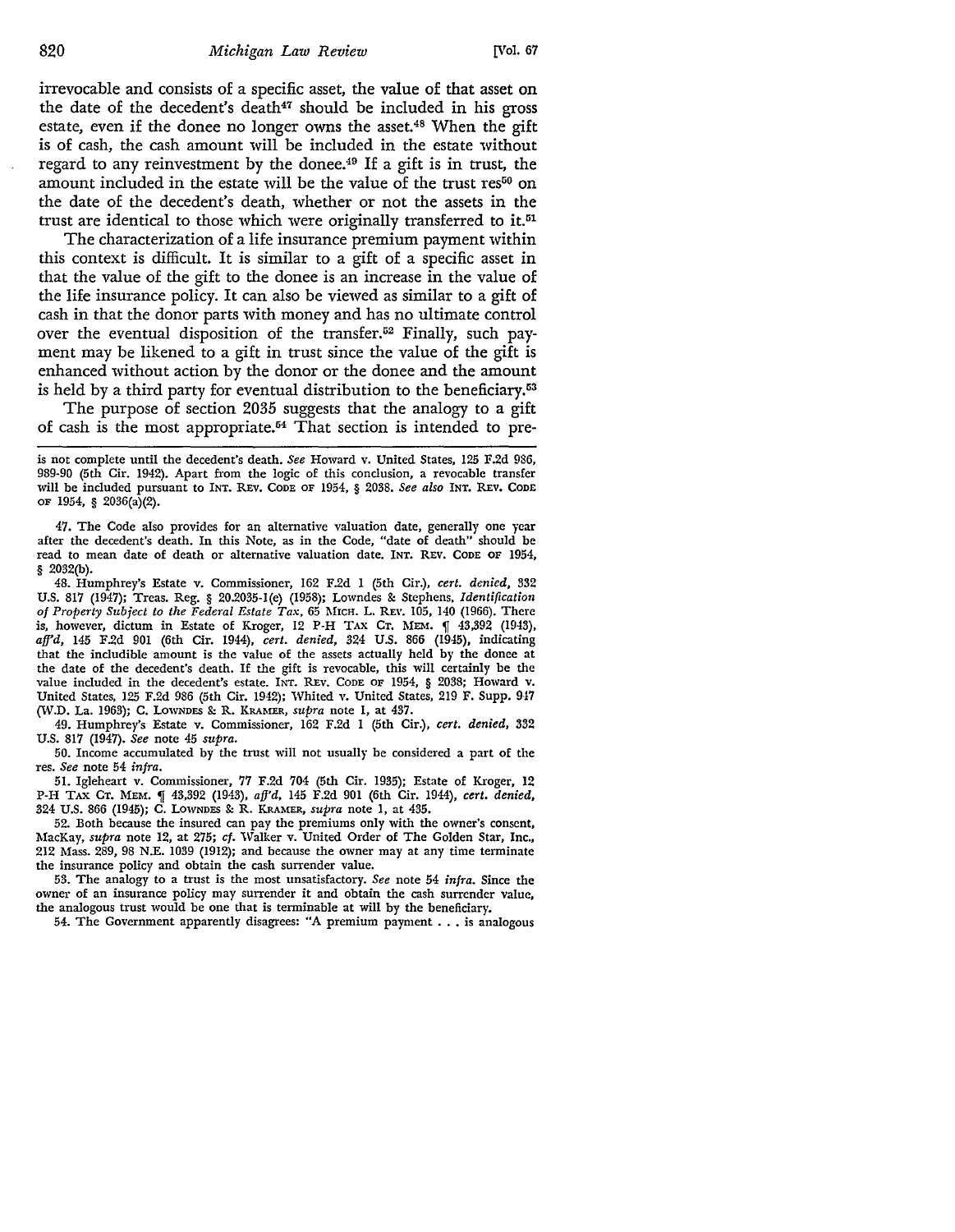irrevocable and consists of a specific asset, the value of that asset on the date of the decedent's death[47] should be included in his gross estate, even if the donee no longer owns the asset.[48] When the gift is of cash, the cash amount will be included in the estate without regard to any reinvestment by the donee.[49] If a gift is in trust, the amount included in the estate will be the value of the trust res[50] on the date of the decedent's death, whether or not the assets in the trust are identical to those which were originally transferred to it.[51]

The characterization of a life insurance premium payment within this context is difficult. It is similar to a gift of a specific asset in that the value of the gift to the donee is an increase in the value of the life insurance policy. It can also be viewed as similar to a gift of cash in that the donor parts with money and has no ultimate control over the eventual disposition of the transfer.[52] Finally, such payment may be likened to a gift in trust since the value of the gift is enhanced without action by the donor or the donee and the amount is held by a third party for eventual distribution to the beneficiary.[53]

The purpose of section 2035 suggests that the analogy to a gift of cash is the most appropriate.[54] That section is intended to pre-

---

is not complete until the decedent's death. *See* Howard v. United States, 125 F.2d 986, 989-90 (5th Cir. 1942). Apart from the logic of this conclusion, a revocable transfer will be included pursuant to INT. REV. CODE OF 1954, § 2038. *See also* INT. REV. CODE OF 1954, § 2036(a)(2).

47. The Code also provides for an alternative valuation date, generally one year after the decedent's death. In this Note, as in the Code, "date of death" should be read to mean date of death or alternative valuation date. INT. REV. CODE OF 1954, § 2032(b).

48. Humphrey's Estate v. Commissioner, 162 F.2d 1 (5th Cir.), *cert. denied*, 332 U.S. 817 (1947); Treas. Reg. § 20.2035-1(e) (1958); Lowndes & Stephens, *Identification of Property Subject to the Federal Estate Tax*, 65 MICH. L. REV. 105, 140 (1966). There is, however, dictum in Estate of Kroger, 12 P-H TAX CT. MEM. ¶ 43,392 (1943), *aff'd*, 145 F.2d 901 (6th Cir. 1944), *cert. denied*, 324 U.S. 866 (1945), indicating that the includible amount is the value of the assets actually held by the donee at the date of the decedent's death. If the gift is revocable, this will certainly be the value included in the decedent's estate. INT. REV. CODE OF 1954, § 2038; Howard v. United States, 125 F.2d 986 (5th Cir. 1942); Whited v. United States, 219 F. Supp. 947 (W.D. La. 1963); C. LOWNDES & R. KRAMER, *supra* note 1, at 437.

49. Humphrey's Estate v. Commissioner, 162 F.2d 1 (5th Cir.), *cert. denied*, 332 U.S. 817 (1947). *See* note 45 *supra*.

50. Income accumulated by the trust will not usually be considered a part of the res. *See* note 54 *infra*.

51. Igleheart v. Commissioner, 77 F.2d 704 (5th Cir. 1935); Estate of Kroger, 12 P-H TAX CT. MEM. ¶ 43,392 (1943), *aff'd*, 145 F.2d 901 (6th Cir. 1944), *cert. denied*, 324 U.S. 866 (1945); C. LOWNDES & R. KRAMER, *supra* note 1, at 435.

52. Both because the insured can pay the premiums only with the owner's consent, MacKay, *supra* note 12, at 275; *cf.* Walker v. United Order of The Golden Star, Inc., 212 Mass. 289, 98 N.E. 1039 (1912); and because the owner may at any time terminate the insurance policy and obtain the cash surrender value.

53. The analogy to a trust is the most unsatisfactory. *See* note 54 *infra*. Since the owner of an insurance policy may surrender it and obtain the cash surrender value, the analogous trust would be one that is terminable at will by the beneficiary.

54. The Government apparently disagrees: "A premium payment . . . is analogous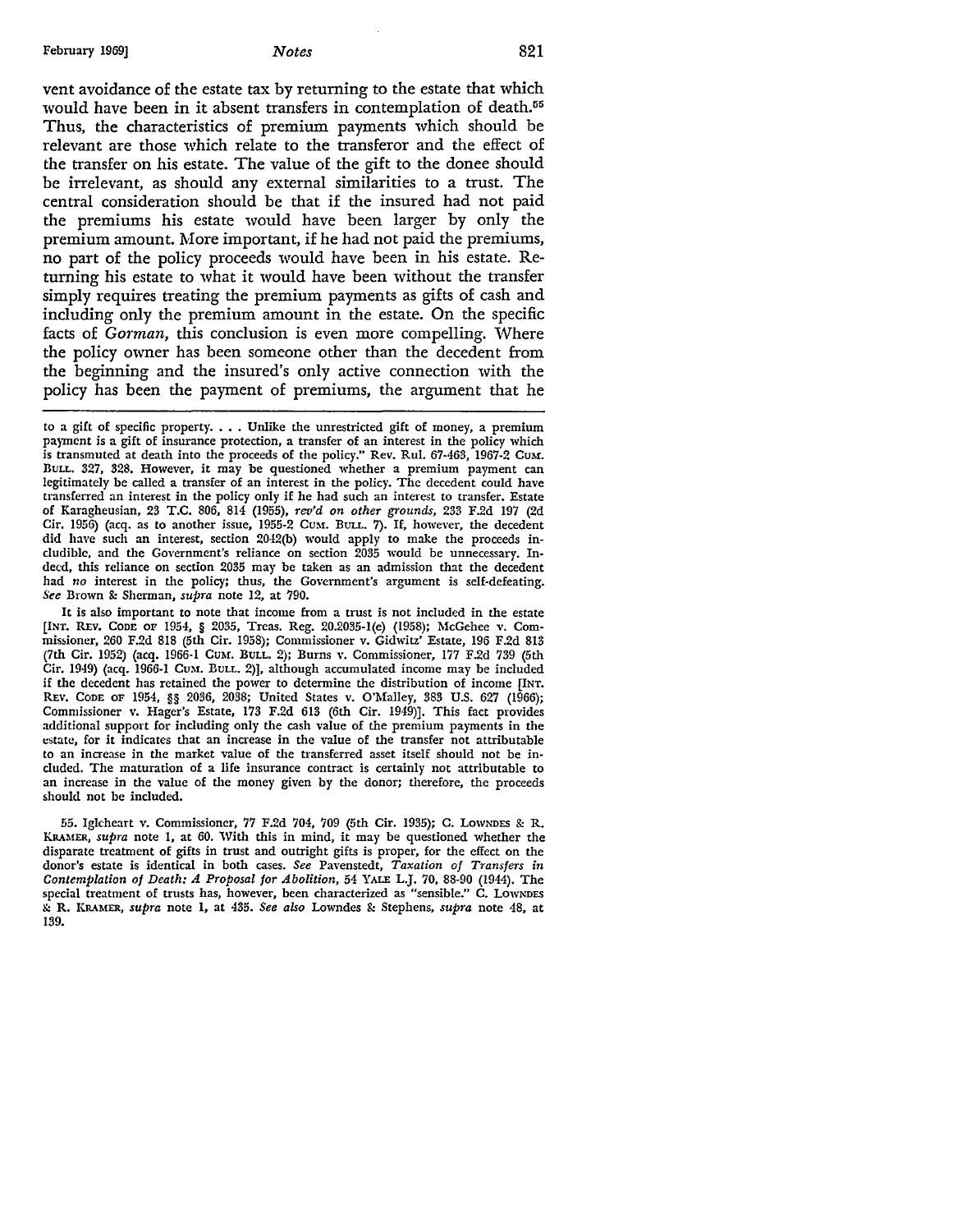vent avoidance of the estate tax by returning to the estate that which would have been in it absent transfers in contemplation of death.[55] Thus, the characteristics of premium payments which should be relevant are those which relate to the transferor and the effect of the transfer on his estate. The value of the gift to the donee should be irrelevant, as should any external similarities to a trust. The central consideration should be that if the insured had not paid the premiums his estate would have been larger by only the premium amount. More important, if he had not paid the premiums, no part of the policy proceeds would have been in his estate. Returning his estate to what it would have been without the transfer simply requires treating the premium payments as gifts of cash and including only the premium amount in the estate. On the specific facts of *Gorman*, this conclusion is even more compelling. Where the policy owner has been someone other than the decedent from the beginning and the insured's only active connection with the policy has been the payment of premiums, the argument that he

---

to a gift of specific property. . . . Unlike the unrestricted gift of money, a premium payment is a gift of insurance protection, a transfer of an interest in the policy which is transmuted at death into the proceeds of the policy." Rev. Rul. 67-463, 1967-2 Cum. Bull. 327, 328. However, it may be questioned whether a premium payment can legitimately be called a transfer of an interest in the policy. The decedent could have transferred an interest in the policy only if he had such an interest to transfer. Estate of Karagheusian, 23 T.C. 806, 814 (1955), *rev'd on other grounds*, 233 F.2d 197 (2d Cir. 1956) (acq. as to another issue, 1955-2 Cum. Bull. 7). If, however, the decedent did have such an interest, section 2042(b) would apply to make the proceeds includible, and the Government's reliance on section 2035 would be unnecessary. Indeed, this reliance on section 2035 may be taken as an admission that the decedent had *no* interest in the policy; thus, the Government's argument is self-defeating. *See* Brown & Sherman, *supra* note 12, at 790.

It is also important to note that income from a trust is not included in the estate [Int. Rev. Code of 1954, § 2035, Treas. Reg. 20.2035-1(e) (1958); McGehee v. Commissioner, 260 F.2d 818 (5th Cir. 1958); Commissioner v. Gidwitz' Estate, 196 F.2d 813 (7th Cir. 1952) (acq. 1966-1 Cum. Bull. 2); Burns v. Commissioner, 177 F.2d 739 (5th Cir. 1949) (acq. 1966-1 Cum. Bull. 2)], although accumulated income may be included if the decedent has retained the power to determine the distribution of income [Int. Rev. Code of 1954, §§ 2036, 2038; United States v. O'Malley, 383 U.S. 627 (1966); Commissioner v. Hager's Estate, 173 F.2d 613 (6th Cir. 1949)]. This fact provides additional support for including only the cash value of the premium payments in the estate, for it indicates that an increase in the value of the transfer not attributable to an increase in the market value of the transferred asset itself should not be included. The maturation of a life insurance contract is certainly not attributable to an increase in the value of the money given by the donor; therefore, the proceeds should not be included.

55. Igleheart v. Commissioner, 77 F.2d 704, 709 (5th Cir. 1935); C. Lowndes & R. Kramer, *supra* note 1, at 60. With this in mind, it may be questioned whether the disparate treatment of gifts in trust and outright gifts is proper, for the effect on the donor's estate is identical in both cases. *See* Pavenstedt, *Taxation of Transfers in Contemplation of Death: A Proposal for Abolition*, 54 Yale L.J. 70, 88-90 (1944). The special treatment of trusts has, however, been characterized as "sensible." C. Lowndes & R. Kramer, *supra* note 1, at 435. *See also* Lowndes & Stephens, *supra* note 48, at 139.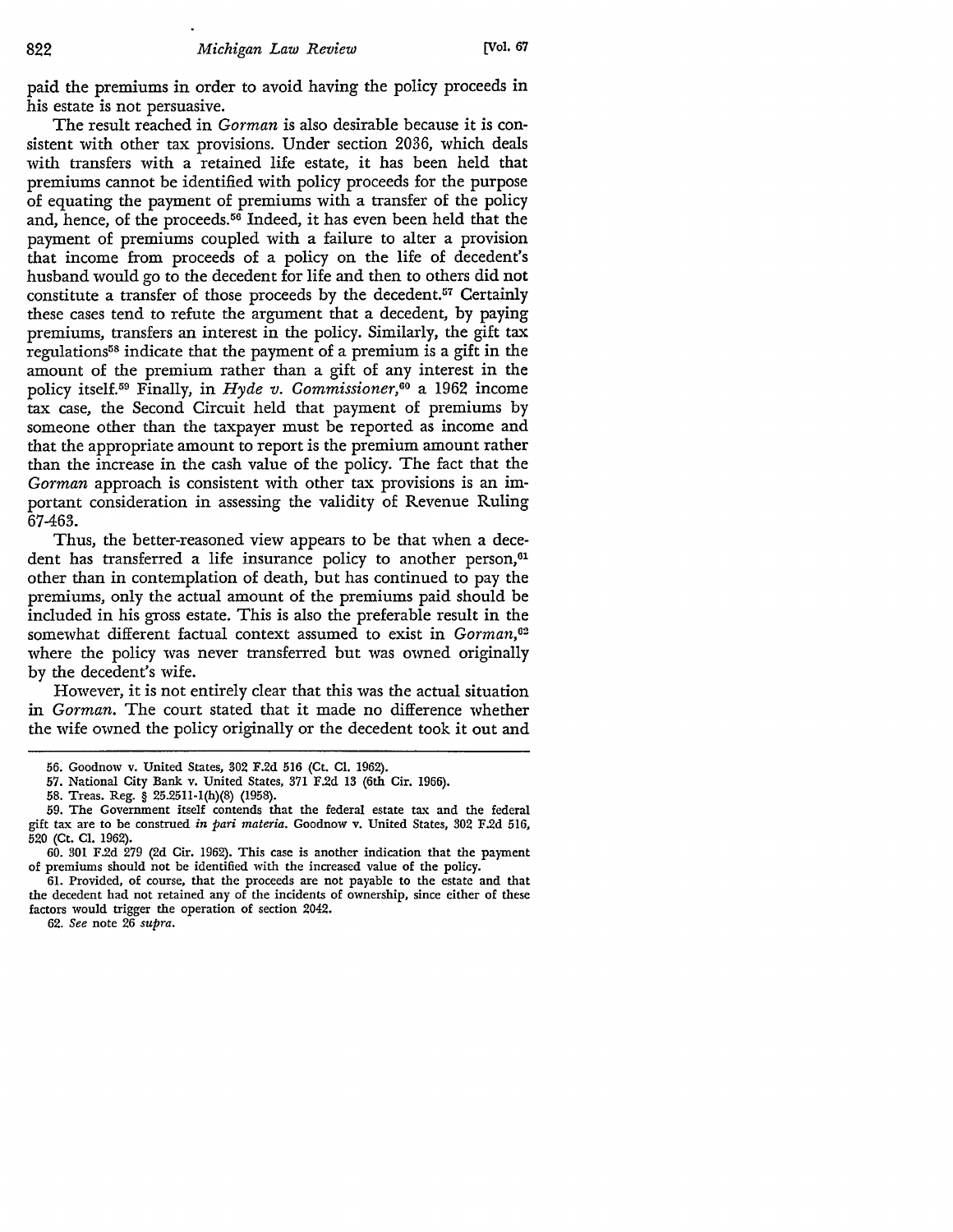paid the premiums in order to avoid having the policy proceeds in his estate is not persuasive.

The result reached in *Gorman* is also desirable because it is consistent with other tax provisions. Under section 2036, which deals with transfers with a retained life estate, it has been held that premiums cannot be identified with policy proceeds for the purpose of equating the payment of premiums with a transfer of the policy and, hence, of the proceeds.[56] Indeed, it has even been held that the payment of premiums coupled with a failure to alter a provision that income from proceeds of a policy on the life of decedent's husband would go to the decedent for life and then to others did not constitute a transfer of those proceeds by the decedent.[57] Certainly these cases tend to refute the argument that a decedent, by paying premiums, transfers an interest in the policy. Similarly, the gift tax regulations[58] indicate that the payment of a premium is a gift in the amount of the premium rather than a gift of any interest in the policy itself.[59] Finally, in *Hyde v. Commissioner*,[60] a 1962 income tax case, the Second Circuit held that payment of premiums by someone other than the taxpayer must be reported as income and that the appropriate amount to report is the premium amount rather than the increase in the cash value of the policy. The fact that the *Gorman* approach is consistent with other tax provisions is an important consideration in assessing the validity of Revenue Ruling 67-463.

Thus, the better-reasoned view appears to be that when a decedent has transferred a life insurance policy to another person,[61] other than in contemplation of death, but has continued to pay the premiums, only the actual amount of the premiums paid should be included in his gross estate. This is also the preferable result in the somewhat different factual context assumed to exist in *Gorman*,[62] where the policy was never transferred but was owned originally by the decedent's wife.

However, it is not entirely clear that this was the actual situation in *Gorman*. The court stated that it made no difference whether the wife owned the policy originally or the decedent took it out and

---

56. Goodnow v. United States, 302 F.2d 516 (Ct. Cl. 1962).

57. National City Bank v. United States, 371 F.2d 13 (6th Cir. 1966).

58. Treas. Reg. § 25.2511-1(h)(8) (1958).

59. The Government itself contends that the federal estate tax and the federal gift tax are to be construed *in pari materia*. Goodnow v. United States, 302 F.2d 516, 520 (Ct. Cl. 1962).

60. 301 F.2d 279 (2d Cir. 1962). This case is another indication that the payment of premiums should not be identified with the increased value of the policy.

61. Provided, of course, that the proceeds are not payable to the estate and that the decedent had not retained any of the incidents of ownership, since either of these factors would trigger the operation of section 2042.

62. *See* note 26 *supra*.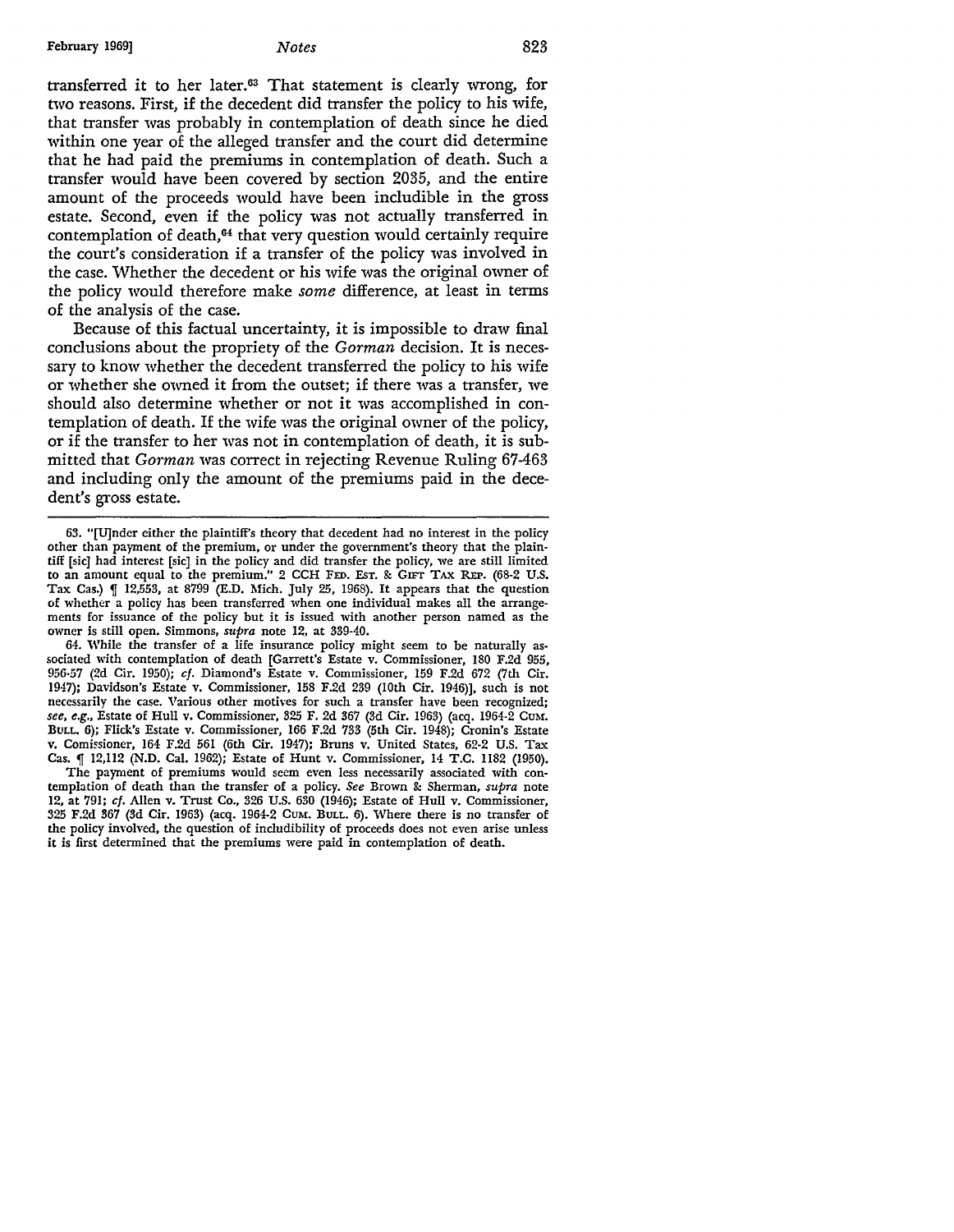transferred it to her later.[63] That statement is clearly wrong, for two reasons. First, if the decedent did transfer the policy to his wife, that transfer was probably in contemplation of death since he died within one year of the alleged transfer and the court did determine that he had paid the premiums in contemplation of death. Such a transfer would have been covered by section 2035, and the entire amount of the proceeds would have been includible in the gross estate. Second, even if the policy was not actually transferred in contemplation of death,[64] that very question would certainly require the court's consideration if a transfer of the policy was involved in the case. Whether the decedent or his wife was the original owner of the policy would therefore make *some* difference, at least in terms of the analysis of the case.

Because of this factual uncertainty, it is impossible to draw final conclusions about the propriety of the *Gorman* decision. It is necessary to know whether the decedent transferred the policy to his wife or whether she owned it from the outset; if there was a transfer, we should also determine whether or not it was accomplished in contemplation of death. If the wife was the original owner of the policy, or if the transfer to her was not in contemplation of death, it is submitted that *Gorman* was correct in rejecting Revenue Ruling 67-463 and including only the amount of the premiums paid in the decedent's gross estate.

---

63. "[U]nder either the plaintiff's theory that decedent had no interest in the policy other than payment of the premium, or under the government's theory that the plaintiff [sic] had interest [sic] in the policy and did transfer the policy, we are still limited to an amount equal to the premium." 2 CCH FED. EST. & GIFT TAX REP. (68-2 U.S. Tax Cas.) ¶ 12,553, at 8799 (E.D. Mich. July 25, 1968). It appears that the question of whether a policy has been transferred when one individual makes all the arrangements for issuance of the policy but it is issued with another person named as the owner is still open. Simmons, *supra* note 12, at 339-40.

64. While the transfer of a life insurance policy might seem to be naturally associated with contemplation of death [Garrett's Estate v. Commissioner, 180 F.2d 955, 956-57 (2d Cir. 1950); *cf.* Diamond's Estate v. Commissioner, 159 F.2d 672 (7th Cir. 1947); Davidson's Estate v. Commissioner, 158 F.2d 239 (10th Cir. 1946)], such is not necessarily the case. Various other motives for such a transfer have been recognized; *see, e.g.,* Estate of Hull v. Commissioner, 325 F. 2d 367 (3d Cir. 1963) (acq. 1964-2 CUM. BULL. 6); Flick's Estate v. Commissioner, 166 F.2d 733 (5th Cir. 1948); Cronin's Estate v. Comissioner, 164 F.2d 561 (6th Cir. 1947); Bruns v. United States, 62-2 U.S. Tax Cas. ¶ 12,112 (N.D. Cal. 1962); Estate of Hunt v. Commissioner, 14 T.C. 1182 (1950).

The payment of premiums would seem even less necessarily associated with contemplation of death than the transfer of a policy. *See* Brown & Sherman, *supra* note 12, at 791; *cf.* Allen v. Trust Co., 326 U.S. 630 (1946); Estate of Hull v. Commissioner, 325 F.2d 367 (3d Cir. 1963) (acq. 1964-2 CUM. BULL. 6). Where there is no transfer of the policy involved, the question of includibility of proceeds does not even arise unless it is first determined that the premiums were paid in contemplation of death.